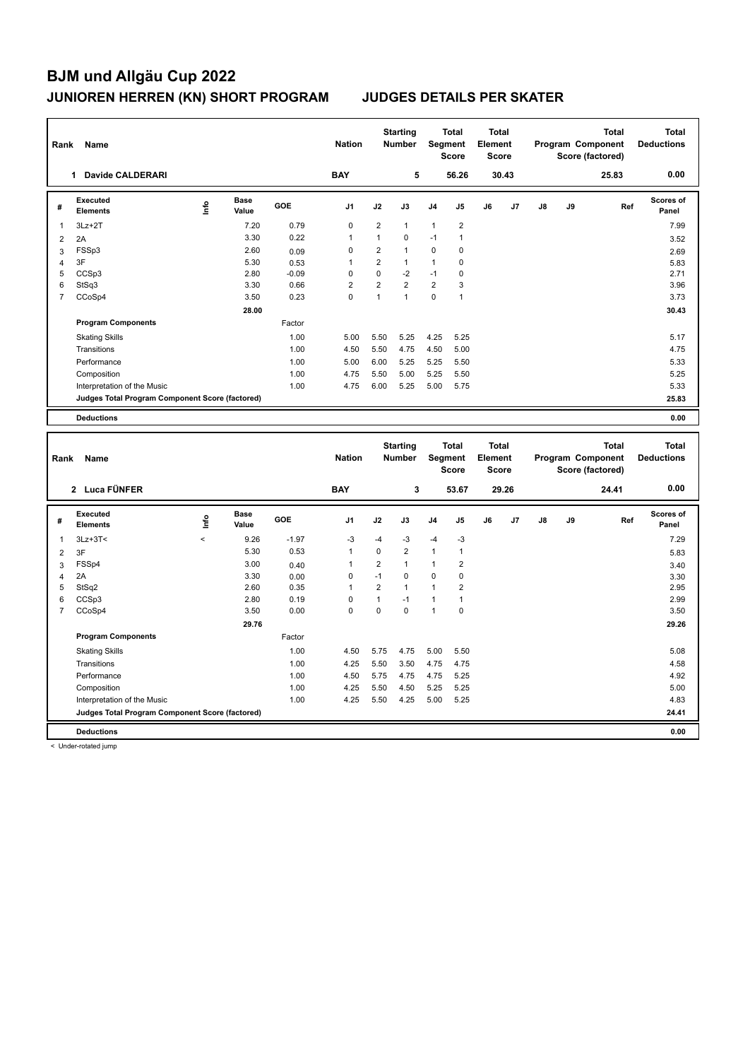# BJM und Allgäu Cup 2022

## JUNIOREN HERREN (KN) SHORT PROGRAM JUDGES DETAILS PER SKATER

| Rank | Name | Nation | Starting Number | Total Segment Score | Total Element Score | Total Program Component Score (factored) | Total Deductions |
|---|---|---|---|---|---|---|---|
| 1 | Davide CALDERARI | BAY | 5 | 56.26 | 30.43 | 25.83 | 0.00 |

| # | Executed Elements | Info | Base Value | GOE | J1 | J2 | J3 | J4 | J5 | J6 | J7 | J8 | J9 | Ref | Scores of Panel |
|---|---|---|---|---|---|---|---|---|---|---|---|---|---|---|---|
| 1 | 3Lz+2T | | 7.20 | 0.79 | 0 | 2 | 1 | 1 | 2 | | | | | | 7.99 |
| 2 | 2A | | 3.30 | 0.22 | 1 | 1 | 0 | -1 | 1 | | | | | | 3.52 |
| 3 | FSSp3 | | 2.60 | 0.09 | 0 | 2 | 1 | 0 | 0 | | | | | | 2.69 |
| 4 | 3F | | 5.30 | 0.53 | 1 | 2 | 1 | 1 | 0 | | | | | | 5.83 |
| 5 | CCSp3 | | 2.80 | -0.09 | 0 | 0 | -2 | -1 | 0 | | | | | | 2.71 |
| 6 | StSq3 | | 3.30 | 0.66 | 2 | 2 | 2 | 2 | 3 | | | | | | 3.96 |
| 7 | CCoSp4 | | 3.50 | 0.23 | 0 | 1 | 1 | 0 | 1 | | | | | | 3.73 |
| | | | 28.00 | | | | | | | | | | | | 30.43 |
| | **Program Components** | | | Factor | | | | | | | | | | | |
| | Skating Skills | | | 1.00 | 5.00 | 5.50 | 5.25 | 4.25 | 5.25 | | | | | | 5.17 |
| | Transitions | | | 1.00 | 4.50 | 5.50 | 4.75 | 4.50 | 5.00 | | | | | | 4.75 |
| | Performance | | | 1.00 | 5.00 | 6.00 | 5.25 | 5.25 | 5.50 | | | | | | 5.33 |
| | Composition | | | 1.00 | 4.75 | 5.50 | 5.00 | 5.25 | 5.50 | | | | | | 5.25 |
| | Interpretation of the Music | | | 1.00 | 4.75 | 6.00 | 5.25 | 5.00 | 5.75 | | | | | | 5.33 |
| | **Judges Total Program Component Score (factored)** | | | | | | | | | | | | | | 25.83 |
| | **Deductions** | | | | | | | | | | | | | | 0.00 |

| Rank | Name | Nation | Starting Number | Total Segment Score | Total Element Score | Total Program Component Score (factored) | Total Deductions |
|---|---|---|---|---|---|---|---|
| 2 | Luca FÜNFER | BAY | 3 | 53.67 | 29.26 | 24.41 | 0.00 |

| # | Executed Elements | Info | Base Value | GOE | J1 | J2 | J3 | J4 | J5 | J6 | J7 | J8 | J9 | Ref | Scores of Panel |
|---|---|---|---|---|---|---|---|---|---|---|---|---|---|---|---|
| 1 | 3Lz+3T< | < | 9.26 | -1.97 | -3 | -4 | -3 | -4 | -3 | | | | | | 7.29 |
| 2 | 3F | | 5.30 | 0.53 | 1 | 0 | 2 | 1 | 1 | | | | | | 5.83 |
| 3 | FSSp4 | | 3.00 | 0.40 | 1 | 2 | 1 | 1 | 2 | | | | | | 3.40 |
| 4 | 2A | | 3.30 | 0.00 | 0 | -1 | 0 | 0 | 0 | | | | | | 3.30 |
| 5 | StSq2 | | 2.60 | 0.35 | 1 | 2 | 1 | 1 | 2 | | | | | | 2.95 |
| 6 | CCSp3 | | 2.80 | 0.19 | 0 | 1 | -1 | 1 | 1 | | | | | | 2.99 |
| 7 | CCoSp4 | | 3.50 | 0.00 | 0 | 0 | 0 | 1 | 0 | | | | | | 3.50 |
| | | | 29.76 | | | | | | | | | | | | 29.26 |
| | **Program Components** | | | Factor | | | | | | | | | | | |
| | Skating Skills | | | 1.00 | 4.50 | 5.75 | 4.75 | 5.00 | 5.50 | | | | | | 5.08 |
| | Transitions | | | 1.00 | 4.25 | 5.50 | 3.50 | 4.75 | 4.75 | | | | | | 4.58 |
| | Performance | | | 1.00 | 4.50 | 5.75 | 4.75 | 4.75 | 5.25 | | | | | | 4.92 |
| | Composition | | | 1.00 | 4.25 | 5.50 | 4.50 | 5.25 | 5.25 | | | | | | 5.00 |
| | Interpretation of the Music | | | 1.00 | 4.25 | 5.50 | 4.25 | 5.00 | 5.25 | | | | | | 4.83 |
| | **Judges Total Program Component Score (factored)** | | | | | | | | | | | | | | 24.41 |
| | **Deductions** | | | | | | | | | | | | | | 0.00 |

< Under-rotated jump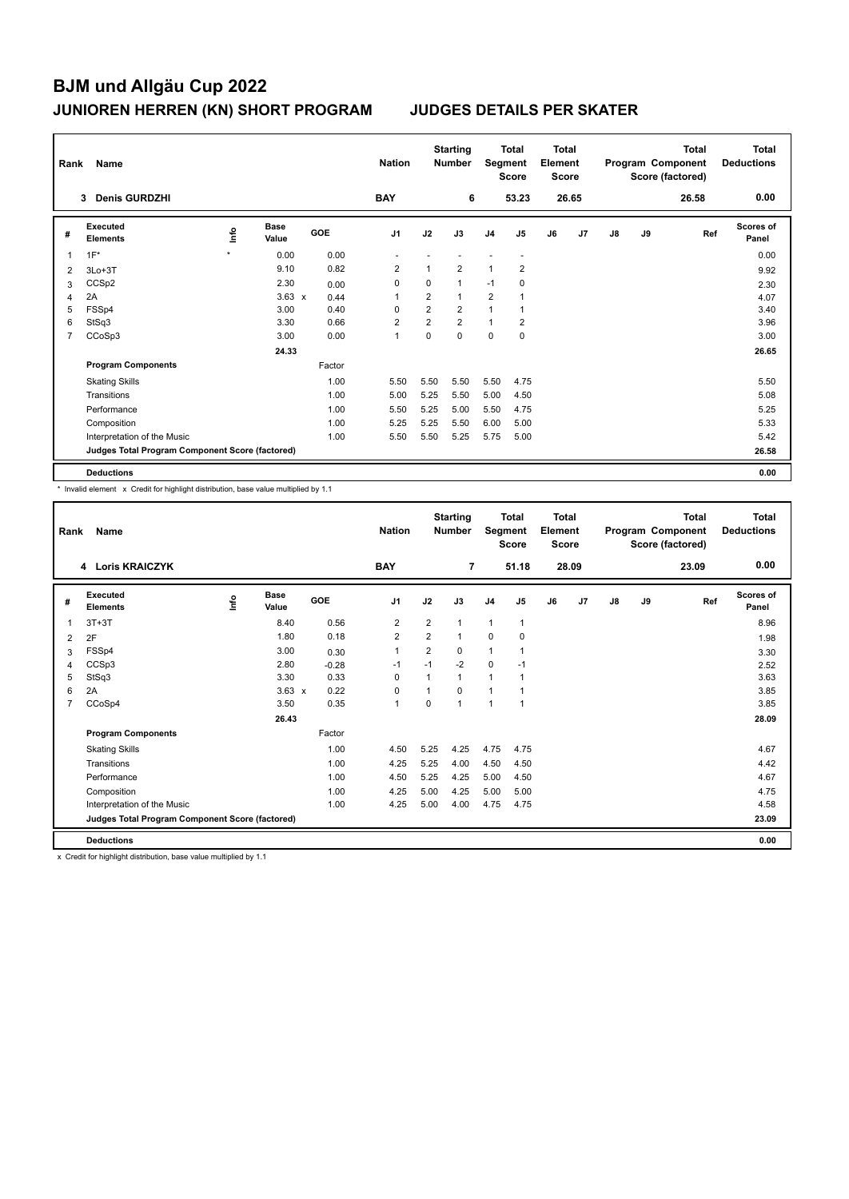# BJM und Allgäu Cup 2022

## JUNIOREN HERREN (KN) SHORT PROGRAM — JUDGES DETAILS PER SKATER

| Rank | Name | Nation | Starting Number | Total Segment Score | Total Element Score | Total Program Component Score (factored) | Total Deductions |
|---|---|---|---|---|---|---|---|
| 3 | Denis GURDZHI | BAY | 6 | 53.23 | 26.65 | 26.58 | 0.00 |

| # | Executed Elements | Info | Base Value | | GOE | J1 | J2 | J3 | J4 | J5 | J6 | J7 | J8 | J9 | Ref | Scores of Panel |
|---|---|---|---|---|---|---|---|---|---|---|---|---|---|---|---|---|
| 1 | 1F* | * | 0.00 | | 0.00 | - | - | - | - | - | | | | | | 0.00 |
| 2 | 3Lo+3T | | 9.10 | | 0.82 | 2 | 1 | 2 | 1 | 2 | | | | | | 9.92 |
| 3 | CCSp2 | | 2.30 | | 0.00 | 0 | 0 | 1 | -1 | 0 | | | | | | 2.30 |
| 4 | 2A | | 3.63 | x | 0.44 | 1 | 2 | 1 | 2 | 1 | | | | | | 4.07 |
| 5 | FSSp4 | | 3.00 | | 0.40 | 0 | 2 | 2 | 1 | 1 | | | | | | 3.40 |
| 6 | StSq3 | | 3.30 | | 0.66 | 2 | 2 | 2 | 1 | 2 | | | | | | 3.96 |
| 7 | CCoSp3 | | 3.00 | | 0.00 | 1 | 0 | 0 | 0 | 0 | | | | | | 3.00 |
| | | | 24.33 | | | | | | | | | | | | | 26.65 |
| | **Program Components** | | | | Factor | | | | | | | | | | | |
| | Skating Skills | | | | 1.00 | 5.50 | 5.50 | 5.50 | 5.50 | 4.75 | | | | | | 5.50 |
| | Transitions | | | | 1.00 | 5.00 | 5.25 | 5.50 | 5.00 | 4.50 | | | | | | 5.08 |
| | Performance | | | | 1.00 | 5.50 | 5.25 | 5.00 | 5.50 | 4.75 | | | | | | 5.25 |
| | Composition | | | | 1.00 | 5.25 | 5.25 | 5.50 | 6.00 | 5.00 | | | | | | 5.33 |
| | Interpretation of the Music | | | | 1.00 | 5.50 | 5.50 | 5.25 | 5.75 | 5.00 | | | | | | 5.42 |
| | **Judges Total Program Component Score (factored)** | | | | | | | | | | | | | | | 26.58 |
| | **Deductions** | | | | | | | | | | | | | | | 0.00 |

\* Invalid element x Credit for highlight distribution, base value multiplied by 1.1

| Rank | Name | Nation | Starting Number | Total Segment Score | Total Element Score | Total Program Component Score (factored) | Total Deductions |
|---|---|---|---|---|---|---|---|
| 4 | Loris KRAICZYK | BAY | 7 | 51.18 | 28.09 | 23.09 | 0.00 |

| # | Executed Elements | Info | Base Value | | GOE | J1 | J2 | J3 | J4 | J5 | J6 | J7 | J8 | J9 | Ref | Scores of Panel |
|---|---|---|---|---|---|---|---|---|---|---|---|---|---|---|---|---|
| 1 | 3T+3T | | 8.40 | | 0.56 | 2 | 2 | 1 | 1 | 1 | | | | | | 8.96 |
| 2 | 2F | | 1.80 | | 0.18 | 2 | 2 | 1 | 0 | 0 | | | | | | 1.98 |
| 3 | FSSp4 | | 3.00 | | 0.30 | 1 | 2 | 0 | 1 | 1 | | | | | | 3.30 |
| 4 | CCSp3 | | 2.80 | | -0.28 | -1 | -1 | -2 | 0 | -1 | | | | | | 2.52 |
| 5 | StSq3 | | 3.30 | | 0.33 | 0 | 1 | 1 | 1 | 1 | | | | | | 3.63 |
| 6 | 2A | | 3.63 | x | 0.22 | 0 | 1 | 0 | 1 | 1 | | | | | | 3.85 |
| 7 | CCoSp4 | | 3.50 | | 0.35 | 1 | 0 | 1 | 1 | 1 | | | | | | 3.85 |
| | | | 26.43 | | | | | | | | | | | | | 28.09 |
| | **Program Components** | | | | Factor | | | | | | | | | | | |
| | Skating Skills | | | | 1.00 | 4.50 | 5.25 | 4.25 | 4.75 | 4.75 | | | | | | 4.67 |
| | Transitions | | | | 1.00 | 4.25 | 5.25 | 4.00 | 4.50 | 4.50 | | | | | | 4.42 |
| | Performance | | | | 1.00 | 4.50 | 5.25 | 4.25 | 5.00 | 4.50 | | | | | | 4.67 |
| | Composition | | | | 1.00 | 4.25 | 5.00 | 4.25 | 5.00 | 5.00 | | | | | | 4.75 |
| | Interpretation of the Music | | | | 1.00 | 4.25 | 5.00 | 4.00 | 4.75 | 4.75 | | | | | | 4.58 |
| | **Judges Total Program Component Score (factored)** | | | | | | | | | | | | | | | 23.09 |
| | **Deductions** | | | | | | | | | | | | | | | 0.00 |

x Credit for highlight distribution, base value multiplied by 1.1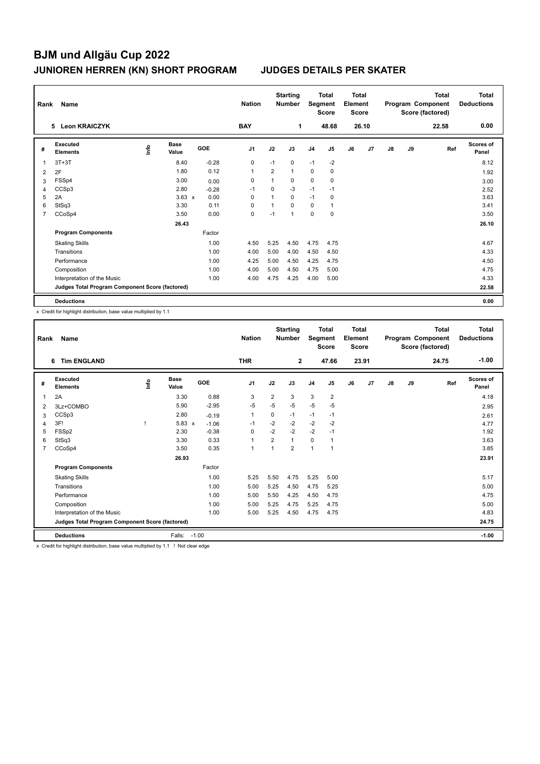# BJM und Allgäu Cup 2022

## JUNIOREN HERREN (KN) SHORT PROGRAM    JUDGES DETAILS PER SKATER

| Rank | Name | Nation | Starting Number | Total Segment Score | Total Element Score | Total Program Component Score (factored) | Total Deductions |
|---|---|---|---|---|---|---|---|
| 5 | Leon KRAICZYK | BAY | 1 | 48.68 | 26.10 | 22.58 | 0.00 |

| # | Executed Elements | Info | Base Value | GOE | J1 | J2 | J3 | J4 | J5 | J6 | J7 | J8 | J9 | Ref | Scores of Panel |
|---|---|---|---|---|---|---|---|---|---|---|---|---|---|---|---|
| 1 | 3T+3T | | 8.40 | -0.28 | 0 | -1 | 0 | -1 | -2 | | | | | | 8.12 |
| 2 | 2F | | 1.80 | 0.12 | 1 | 2 | 1 | 0 | 0 | | | | | | 1.92 |
| 3 | FSSp4 | | 3.00 | 0.00 | 0 | 1 | 0 | 0 | 0 | | | | | | 3.00 |
| 4 | CCSp3 | | 2.80 | -0.28 | -1 | 0 | -3 | -1 | -1 | | | | | | 2.52 |
| 5 | 2A | | 3.63 x | 0.00 | 0 | 1 | 0 | -1 | 0 | | | | | | 3.63 |
| 6 | StSq3 | | 3.30 | 0.11 | 0 | 1 | 0 | 0 | 1 | | | | | | 3.41 |
| 7 | CCoSp4 | | 3.50 | 0.00 | 0 | -1 | 1 | 0 | 0 | | | | | | 3.50 |
| | | | 26.43 | | | | | | | | | | | | 26.10 |
| | **Program Components** | | | Factor | | | | | | | | | | | |
| | Skating Skills | | | 1.00 | 4.50 | 5.25 | 4.50 | 4.75 | 4.75 | | | | | | 4.67 |
| | Transitions | | | 1.00 | 4.00 | 5.00 | 4.00 | 4.50 | 4.50 | | | | | | 4.33 |
| | Performance | | | 1.00 | 4.25 | 5.00 | 4.50 | 4.25 | 4.75 | | | | | | 4.50 |
| | Composition | | | 1.00 | 4.00 | 5.00 | 4.50 | 4.75 | 5.00 | | | | | | 4.75 |
| | Interpretation of the Music | | | 1.00 | 4.00 | 4.75 | 4.25 | 4.00 | 5.00 | | | | | | 4.33 |
| | **Judges Total Program Component Score (factored)** | | | | | | | | | | | | | | 22.58 |
| | **Deductions** | | | | | | | | | | | | | | 0.00 |

x Credit for highlight distribution, base value multiplied by 1.1

| Rank | Name | Nation | Starting Number | Total Segment Score | Total Element Score | Total Program Component Score (factored) | Total Deductions |
|---|---|---|---|---|---|---|---|
| 6 | Tim ENGLAND | THR | 2 | 47.66 | 23.91 | 24.75 | -1.00 |

| # | Executed Elements | Info | Base Value | GOE | J1 | J2 | J3 | J4 | J5 | J6 | J7 | J8 | J9 | Ref | Scores of Panel |
|---|---|---|---|---|---|---|---|---|---|---|---|---|---|---|---|
| 1 | 2A | | 3.30 | 0.88 | 3 | 2 | 3 | 3 | 2 | | | | | | 4.18 |
| 2 | 3Lz+COMBO | | 5.90 | -2.95 | -5 | -5 | -5 | -5 | -5 | | | | | | 2.95 |
| 3 | CCSp3 | | 2.80 | -0.19 | 1 | 0 | -1 | -1 | -1 | | | | | | 2.61 |
| 4 | 3F! | ! | 5.83 x | -1.06 | -1 | -2 | -2 | -2 | -2 | | | | | | 4.77 |
| 5 | FSSp2 | | 2.30 | -0.38 | 0 | -2 | -2 | -2 | -1 | | | | | | 1.92 |
| 6 | StSq3 | | 3.30 | 0.33 | 1 | 2 | 1 | 0 | 1 | | | | | | 3.63 |
| 7 | CCoSp4 | | 3.50 | 0.35 | 1 | 1 | 2 | 1 | 1 | | | | | | 3.85 |
| | | | 26.93 | | | | | | | | | | | | 23.91 |
| | **Program Components** | | | Factor | | | | | | | | | | | |
| | Skating Skills | | | 1.00 | 5.25 | 5.50 | 4.75 | 5.25 | 5.00 | | | | | | 5.17 |
| | Transitions | | | 1.00 | 5.00 | 5.25 | 4.50 | 4.75 | 5.25 | | | | | | 5.00 |
| | Performance | | | 1.00 | 5.00 | 5.50 | 4.25 | 4.50 | 4.75 | | | | | | 4.75 |
| | Composition | | | 1.00 | 5.00 | 5.25 | 4.75 | 5.25 | 4.75 | | | | | | 5.00 |
| | Interpretation of the Music | | | 1.00 | 5.00 | 5.25 | 4.50 | 4.75 | 4.75 | | | | | | 4.83 |
| | **Judges Total Program Component Score (factored)** | | | | | | | | | | | | | | 24.75 |
| | **Deductions** | | Falls: -1.00 | | | | | | | | | | | | -1.00 |

x Credit for highlight distribution, base value multiplied by 1.1 ! Not clear edge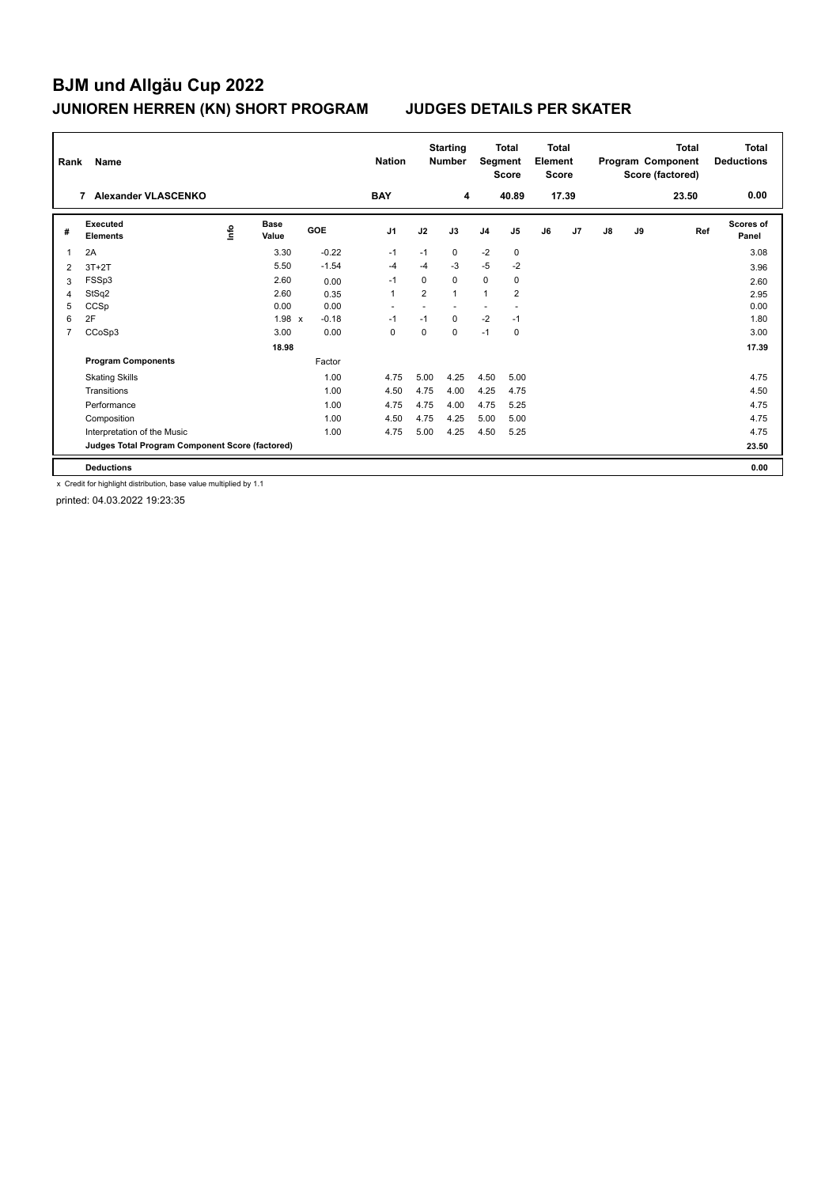# BJM und Allgäu Cup 2022

## JUNIOREN HERREN (KN) SHORT PROGRAM JUDGES DETAILS PER SKATER

| Rank | Name | Nation | Starting Number | Total Segment Score | Total Element Score | Total Program Component Score (factored) | Total Deductions |
|---|---|---|---|---|---|---|---|
| 7 | Alexander VLASCENKO | BAY | 4 | 40.89 | 17.39 | 23.50 | 0.00 |

| # | Executed Elements | Info | Base Value | | GOE | J1 | J2 | J3 | J4 | J5 | J6 | J7 | J8 | J9 | Ref | Scores of Panel |
|---|---|---|---|---|---|---|---|---|---|---|---|---|---|---|---|---|
| 1 | 2A | | 3.30 | | -0.22 | -1 | -1 | 0 | -2 | 0 | | | | | | 3.08 |
| 2 | 3T+2T | | 5.50 | | -1.54 | -4 | -4 | -3 | -5 | -2 | | | | | | 3.96 |
| 3 | FSSp3 | | 2.60 | | 0.00 | -1 | 0 | 0 | 0 | 0 | | | | | | 2.60 |
| 4 | StSq2 | | 2.60 | | 0.35 | 1 | 2 | 1 | 1 | 2 | | | | | | 2.95 |
| 5 | CCSp | | 0.00 | | 0.00 | - | - | - | - | - | | | | | | 0.00 |
| 6 | 2F | | 1.98 | x | -0.18 | -1 | -1 | 0 | -2 | -1 | | | | | | 1.80 |
| 7 | CCoSp3 | | 3.00 | | 0.00 | 0 | 0 | 0 | -1 | 0 | | | | | | 3.00 |
| | | | 18.98 | | | | | | | | | | | | | 17.39 |
| | **Program Components** | | | | Factor | | | | | | | | | | | |
| | Skating Skills | | | | 1.00 | 4.75 | 5.00 | 4.25 | 4.50 | 5.00 | | | | | | 4.75 |
| | Transitions | | | | 1.00 | 4.50 | 4.75 | 4.00 | 4.25 | 4.75 | | | | | | 4.50 |
| | Performance | | | | 1.00 | 4.75 | 4.75 | 4.00 | 4.75 | 5.25 | | | | | | 4.75 |
| | Composition | | | | 1.00 | 4.50 | 4.75 | 4.25 | 5.00 | 5.00 | | | | | | 4.75 |
| | Interpretation of the Music | | | | 1.00 | 4.75 | 5.00 | 4.25 | 4.50 | 5.25 | | | | | | 4.75 |
| | **Judges Total Program Component Score (factored)** | | | | | | | | | | | | | | | 23.50 |
| | **Deductions** | | | | | | | | | | | | | | | 0.00 |

x Credit for highlight distribution, base value multiplied by 1.1

printed: 04.03.2022 19:23:35